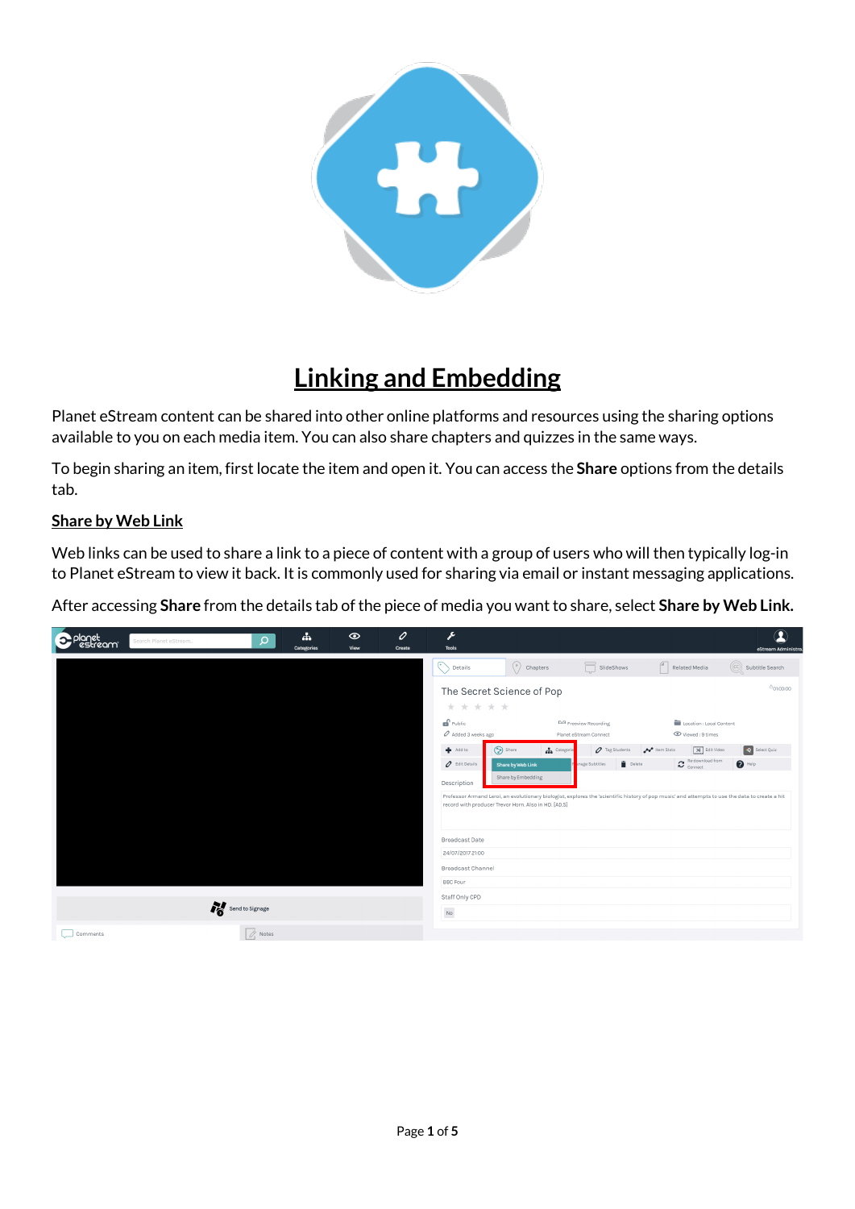# Linking and Embedding

Planet eStream content can be shared into other online platforms and resources using the sharing options available to you on each media item. You can also share chapters and quizzes in the same ways.

To begin sharing an item, first locate the item and open it. You can access the **Share** options from the details tab.

## Share by Web Link

Web links can be used to share a link to a piece of content with a group of users who will then typically log-in to Planet eStream to view it back. It is commonly used for sharing via email or instant messaging applications.

After accessing **Share** from the details tab of the piece of media you want to share, select **Share by Web Link.**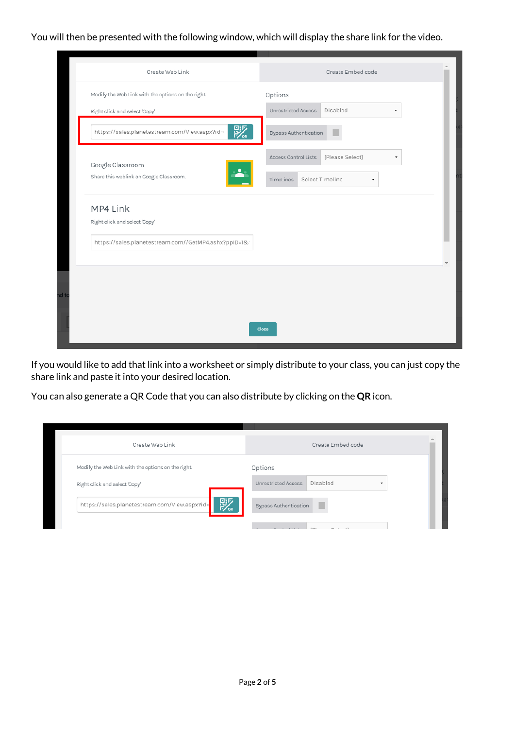You will then be presented with the following window, which will display the share link for the video.

If you would like to add that link into a worksheet or simply distribute to your class, you can just copy the share link and paste it into your desired location.

You can also generate a QR Code that you can also distribute by clicking on the **QR** icon.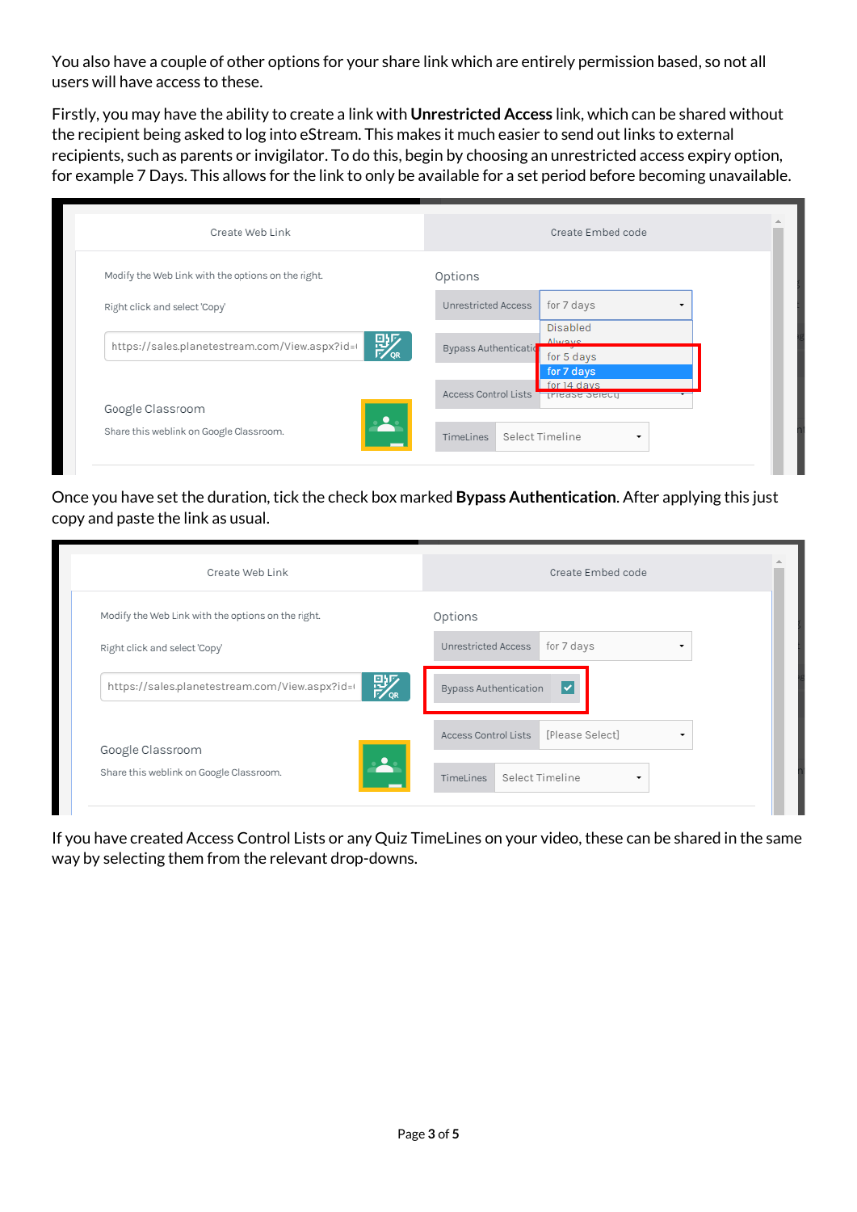You also have a couple of other options for your share link which are entirely permission based, so not all users will have access to these.

Firstly, you may have the ability to create a link with **Unrestricted Access** link, which can be shared without the recipient being asked to log into eStream. This makes it much easier to send out links to external recipients, such as parents or invigilator. To do this, begin by choosing an unrestricted access expiry option, for example 7 Days. This allows for the link to only be available for a set period before becoming unavailable.

Once you have set the duration, tick the check box marked **Bypass Authentication**. After applying this just copy and paste the link as usual.

If you have created Access Control Lists or any Quiz TimeLines on your video, these can be shared in the same way by selecting them from the relevant drop-downs.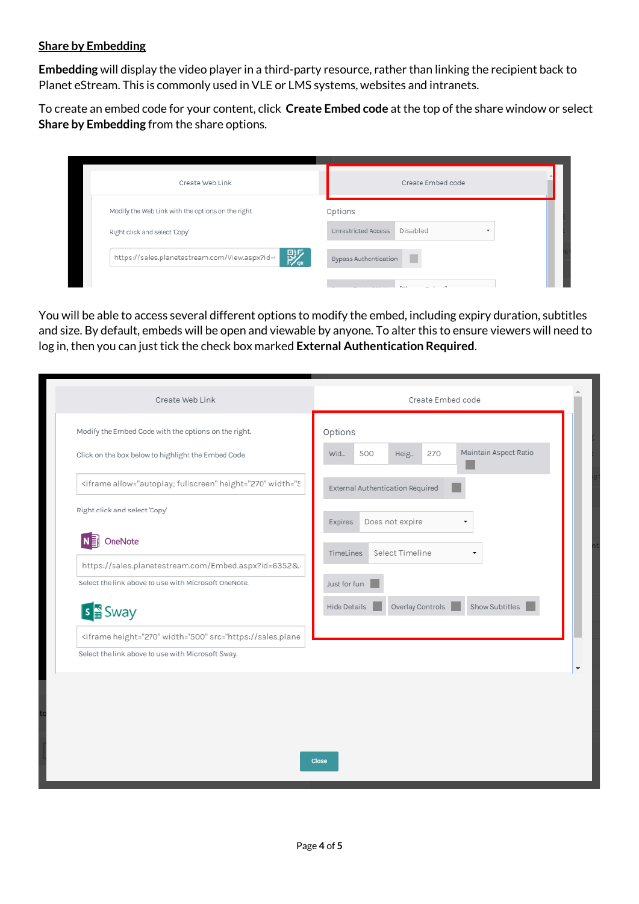## Share by Embedding

**Embedding** will display the video player in a third-party resource, rather than linking the recipient back to Planet eStream. This is commonly used in VLE or LMS systems, websites and intranets.

To create an embed code for your content, click **Create Embed code** at the top of the share window or select **Share by Embedding** from the share options.

You will be able to access several different options to modify the embed, including expiry duration, subtitles and size. By default, embeds will be open and viewable by anyone. To alter this to ensure viewers will need to log in, then you can just tick the check box marked **External Authentication Required**.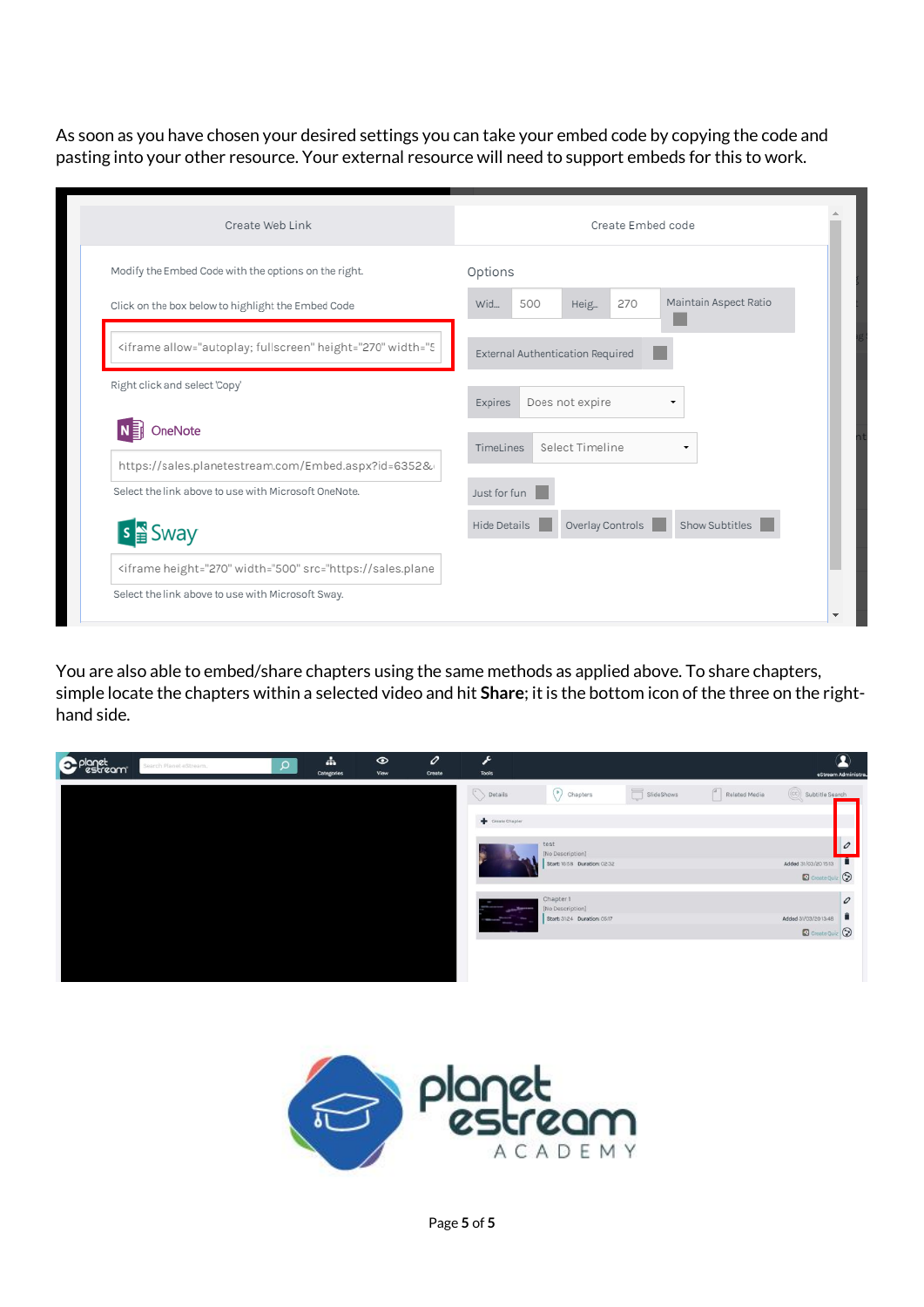As soon as you have chosen your desired settings you can take your embed code by copying the code and pasting into your other resource. Your external resource will need to support embeds for this to work.

You are also able to embed/share chapters using the same methods as applied above. To share chapters, simple locate the chapters within a selected video and hit **Share**; it is the bottom icon of the three on the right-hand side.